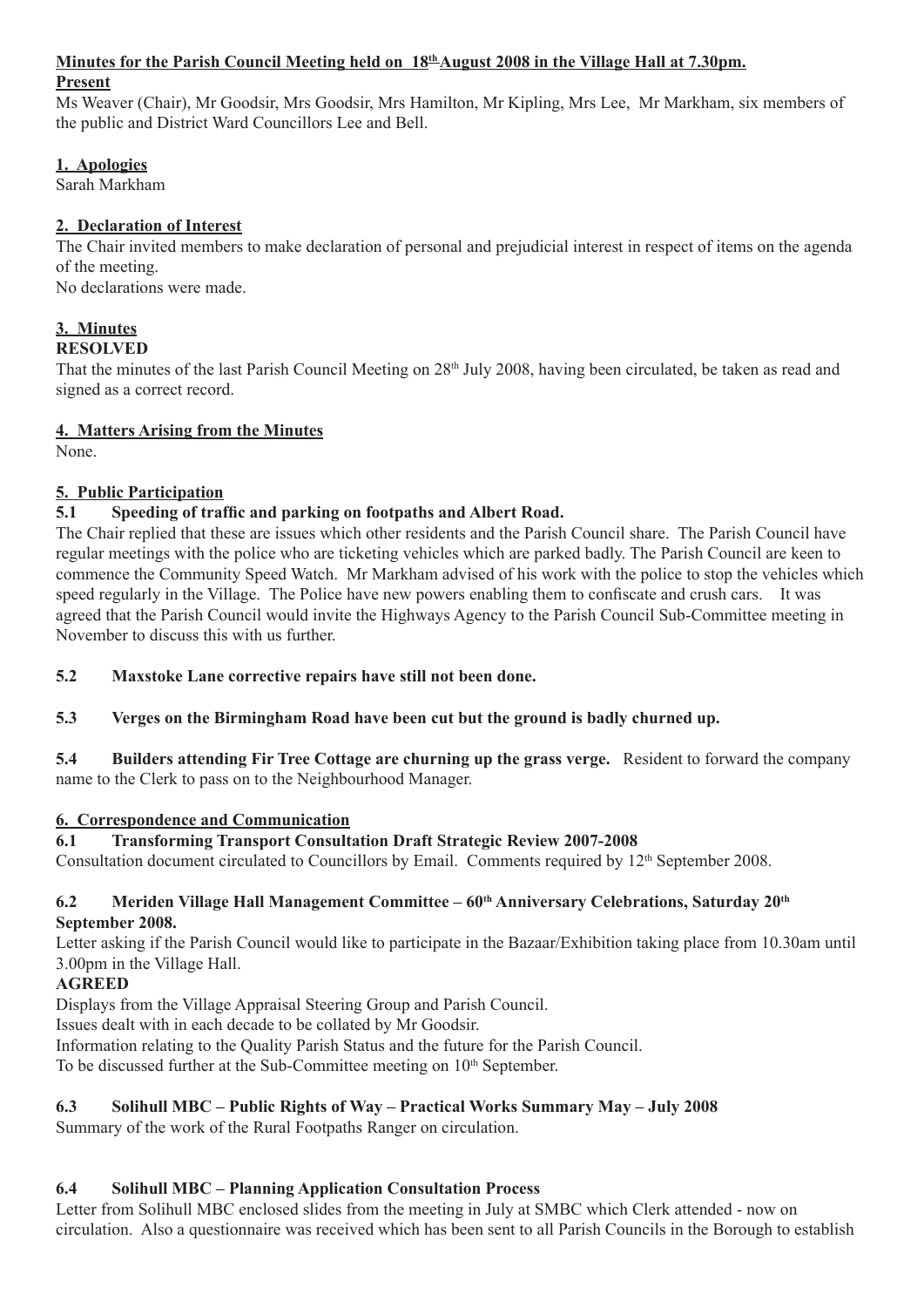## Minutes for the Parish Council Meeting held on 18th August 2008 in the Village Hall at 7.30pm.

**Present**

Ms Weaver (Chair), Mr Goodsir, Mrs Goodsir, Mrs Hamilton, Mr Kipling, Mrs Lee, Mr Markham, six members of the public and District Ward Councillors Lee and Bell.

### 1. Apologies

Sarah Markham

### 2. Declaration of Interest

The Chair invited members to make declaration of personal and prejudicial interest in respect of items on the agenda of the meeting.
No declarations were made.

### 3. Minutes

**RESOLVED**

That the minutes of the last Parish Council Meeting on 28th July 2008, having been circulated, be taken as read and signed as a correct record.

### 4. Matters Arising from the Minutes

None.

### 5. Public Participation

**5.1 Speeding of traffic and parking on footpaths and Albert Road.**

The Chair replied that these are issues which other residents and the Parish Council share. The Parish Council have regular meetings with the police who are ticketing vehicles which are parked badly. The Parish Council are keen to commence the Community Speed Watch. Mr Markham advised of his work with the police to stop the vehicles which speed regularly in the Village. The Police have new powers enabling them to confiscate and crush cars. It was agreed that the Parish Council would invite the Highways Agency to the Parish Council Sub-Committee meeting in November to discuss this with us further.

**5.2 Maxstoke Lane corrective repairs have still not been done.**

**5.3 Verges on the Birmingham Road have been cut but the ground is badly churned up.**

**5.4 Builders attending Fir Tree Cottage are churning up the grass verge.** Resident to forward the company name to the Clerk to pass on to the Neighbourhood Manager.

### 6. Correspondence and Communication

**6.1 Transforming Transport Consultation Draft Strategic Review 2007-2008**

Consultation document circulated to Councillors by Email. Comments required by 12th September 2008.

**6.2 Meriden Village Hall Management Committee – 60th Anniversary Celebrations, Saturday 20th September 2008.**

Letter asking if the Parish Council would like to participate in the Bazaar/Exhibition taking place from 10.30am until 3.00pm in the Village Hall.

**AGREED**

Displays from the Village Appraisal Steering Group and Parish Council.
Issues dealt with in each decade to be collated by Mr Goodsir.
Information relating to the Quality Parish Status and the future for the Parish Council.
To be discussed further at the Sub-Committee meeting on 10th September.

**6.3 Solihull MBC – Public Rights of Way – Practical Works Summary May – July 2008**

Summary of the work of the Rural Footpaths Ranger on circulation.

**6.4 Solihull MBC – Planning Application Consultation Process**

Letter from Solihull MBC enclosed slides from the meeting in July at SMBC which Clerk attended - now on circulation. Also a questionnaire was received which has been sent to all Parish Councils in the Borough to establish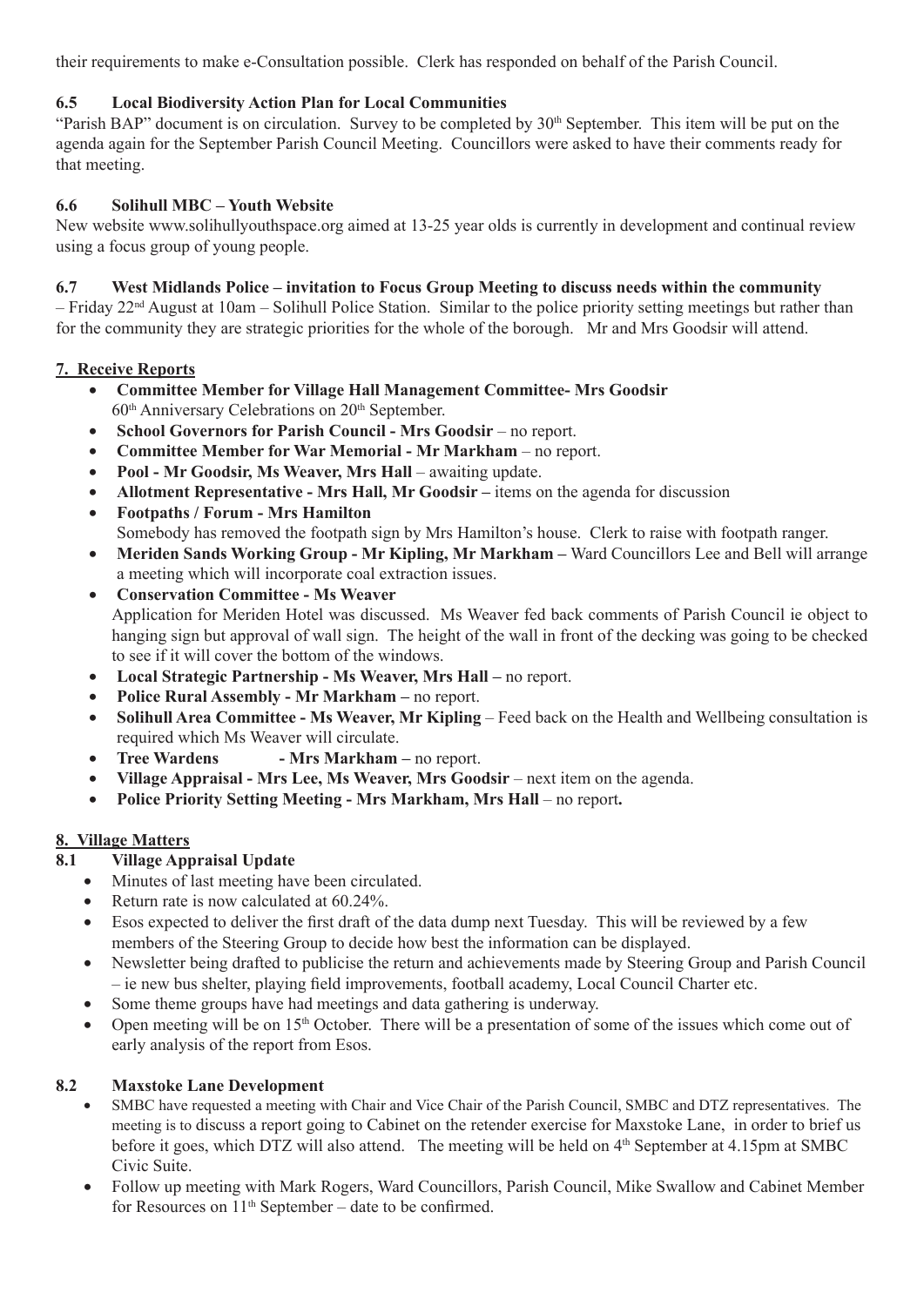their requirements to make e-Consultation possible. Clerk has responded on behalf of the Parish Council.

**6.5 Local Biodiversity Action Plan for Local Communities**

"Parish BAP" document is on circulation. Survey to be completed by 30th September. This item will be put on the agenda again for the September Parish Council Meeting. Councillors were asked to have their comments ready for that meeting.

**6.6 Solihull MBC – Youth Website**

New website www.solihullyouthspace.org aimed at 13-25 year olds is currently in development and continual review using a focus group of young people.

**6.7 West Midlands Police – invitation to Focus Group Meeting to discuss needs within the community**

– Friday 22nd August at 10am – Solihull Police Station. Similar to the police priority setting meetings but rather than for the community they are strategic priorities for the whole of the borough. Mr and Mrs Goodsir will attend.

## 7. Receive Reports

- **Committee Member for Village Hall Management Committee- Mrs Goodsir**
  60th Anniversary Celebrations on 20th September.
- **School Governors for Parish Council - Mrs Goodsir** – no report.
- **Committee Member for War Memorial - Mr Markham** – no report.
- **Pool - Mr Goodsir, Ms Weaver, Mrs Hall** – awaiting update.
- **Allotment Representative - Mrs Hall, Mr Goodsir –** items on the agenda for discussion
- **Footpaths / Forum - Mrs Hamilton**
  Somebody has removed the footpath sign by Mrs Hamilton's house. Clerk to raise with footpath ranger.
- **Meriden Sands Working Group - Mr Kipling, Mr Markham –** Ward Councillors Lee and Bell will arrange a meeting which will incorporate coal extraction issues.
- **Conservation Committee - Ms Weaver**
  Application for Meriden Hotel was discussed. Ms Weaver fed back comments of Parish Council ie object to hanging sign but approval of wall sign. The height of the wall in front of the decking was going to be checked to see if it will cover the bottom of the windows.
- **Local Strategic Partnership - Ms Weaver, Mrs Hall –** no report.
- **Police Rural Assembly - Mr Markham –** no report.
- **Solihull Area Committee - Ms Weaver, Mr Kipling** – Feed back on the Health and Wellbeing consultation is required which Ms Weaver will circulate.
- **Tree Wardens - Mrs Markham –** no report.
- **Village Appraisal - Mrs Lee, Ms Weaver, Mrs Goodsir** – next item on the agenda.
- **Police Priority Setting Meeting - Mrs Markham, Mrs Hall** – no report**.**

## 8. Village Matters

**8.1 Village Appraisal Update**

- Minutes of last meeting have been circulated.
- Return rate is now calculated at 60.24%.
- Esos expected to deliver the first draft of the data dump next Tuesday. This will be reviewed by a few members of the Steering Group to decide how best the information can be displayed.
- Newsletter being drafted to publicise the return and achievements made by Steering Group and Parish Council – ie new bus shelter, playing field improvements, football academy, Local Council Charter etc.
- Some theme groups have had meetings and data gathering is underway.
- Open meeting will be on 15th October. There will be a presentation of some of the issues which come out of early analysis of the report from Esos.

**8.2 Maxstoke Lane Development**

- SMBC have requested a meeting with Chair and Vice Chair of the Parish Council, SMBC and DTZ representatives. The meeting is to discuss a report going to Cabinet on the retender exercise for Maxstoke Lane, in order to brief us before it goes, which DTZ will also attend. The meeting will be held on 4th September at 4.15pm at SMBC Civic Suite.
- Follow up meeting with Mark Rogers, Ward Councillors, Parish Council, Mike Swallow and Cabinet Member for Resources on 11th September – date to be confirmed.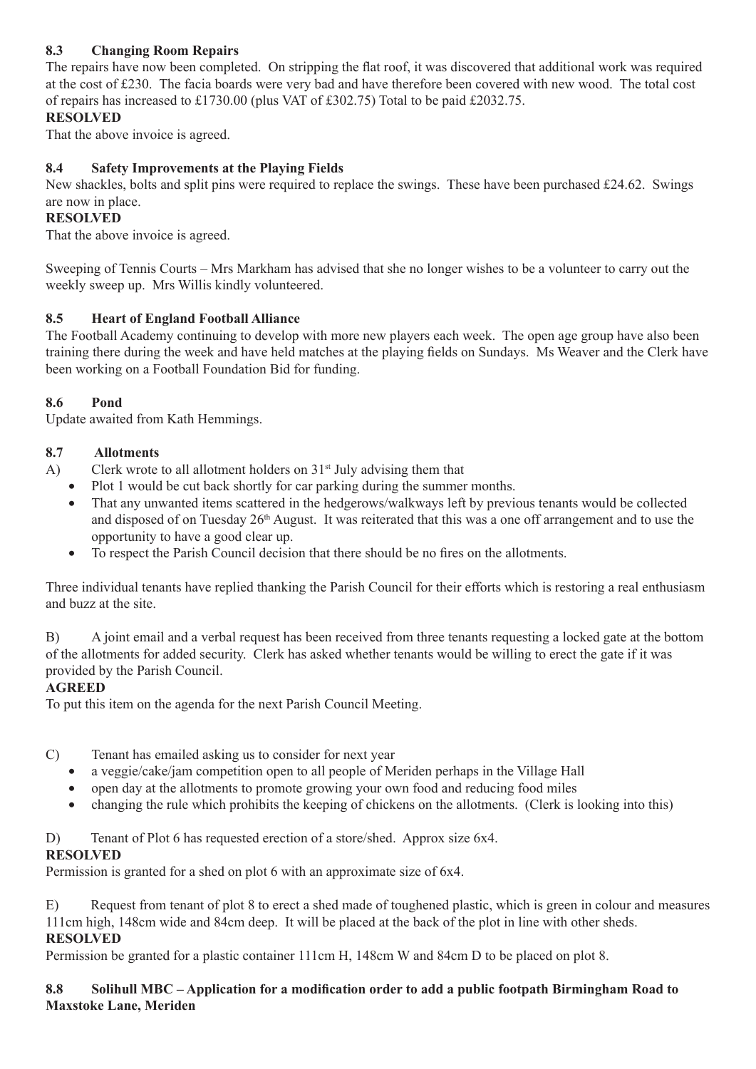### 8.3 Changing Room Repairs

The repairs have now been completed. On stripping the flat roof, it was discovered that additional work was required at the cost of £230. The facia boards were very bad and have therefore been covered with new wood. The total cost of repairs has increased to £1730.00 (plus VAT of £302.75) Total to be paid £2032.75.

**RESOLVED**

That the above invoice is agreed.

### 8.4 Safety Improvements at the Playing Fields

New shackles, bolts and split pins were required to replace the swings. These have been purchased £24.62. Swings are now in place.

**RESOLVED**

That the above invoice is agreed.

Sweeping of Tennis Courts – Mrs Markham has advised that she no longer wishes to be a volunteer to carry out the weekly sweep up. Mrs Willis kindly volunteered.

### 8.5 Heart of England Football Alliance

The Football Academy continuing to develop with more new players each week. The open age group have also been training there during the week and have held matches at the playing fields on Sundays. Ms Weaver and the Clerk have been working on a Football Foundation Bid for funding.

### 8.6 Pond

Update awaited from Kath Hemmings.

### 8.7 Allotments

A) Clerk wrote to all allotment holders on 31st July advising them that

- Plot 1 would be cut back shortly for car parking during the summer months.
- That any unwanted items scattered in the hedgerows/walkways left by previous tenants would be collected and disposed of on Tuesday 26th August. It was reiterated that this was a one off arrangement and to use the opportunity to have a good clear up.
- To respect the Parish Council decision that there should be no fires on the allotments.

Three individual tenants have replied thanking the Parish Council for their efforts which is restoring a real enthusiasm and buzz at the site.

B) A joint email and a verbal request has been received from three tenants requesting a locked gate at the bottom of the allotments for added security. Clerk has asked whether tenants would be willing to erect the gate if it was provided by the Parish Council.

**AGREED**

To put this item on the agenda for the next Parish Council Meeting.

C) Tenant has emailed asking us to consider for next year

- a veggie/cake/jam competition open to all people of Meriden perhaps in the Village Hall
- open day at the allotments to promote growing your own food and reducing food miles
- changing the rule which prohibits the keeping of chickens on the allotments. (Clerk is looking into this)

D) Tenant of Plot 6 has requested erection of a store/shed. Approx size 6x4.

**RESOLVED**

Permission is granted for a shed on plot 6 with an approximate size of 6x4.

E) Request from tenant of plot 8 to erect a shed made of toughened plastic, which is green in colour and measures 111cm high, 148cm wide and 84cm deep. It will be placed at the back of the plot in line with other sheds.

**RESOLVED**

Permission be granted for a plastic container 111cm H, 148cm W and 84cm D to be placed on plot 8.

### 8.8 Solihull MBC – Application for a modification order to add a public footpath Birmingham Road to Maxstoke Lane, Meriden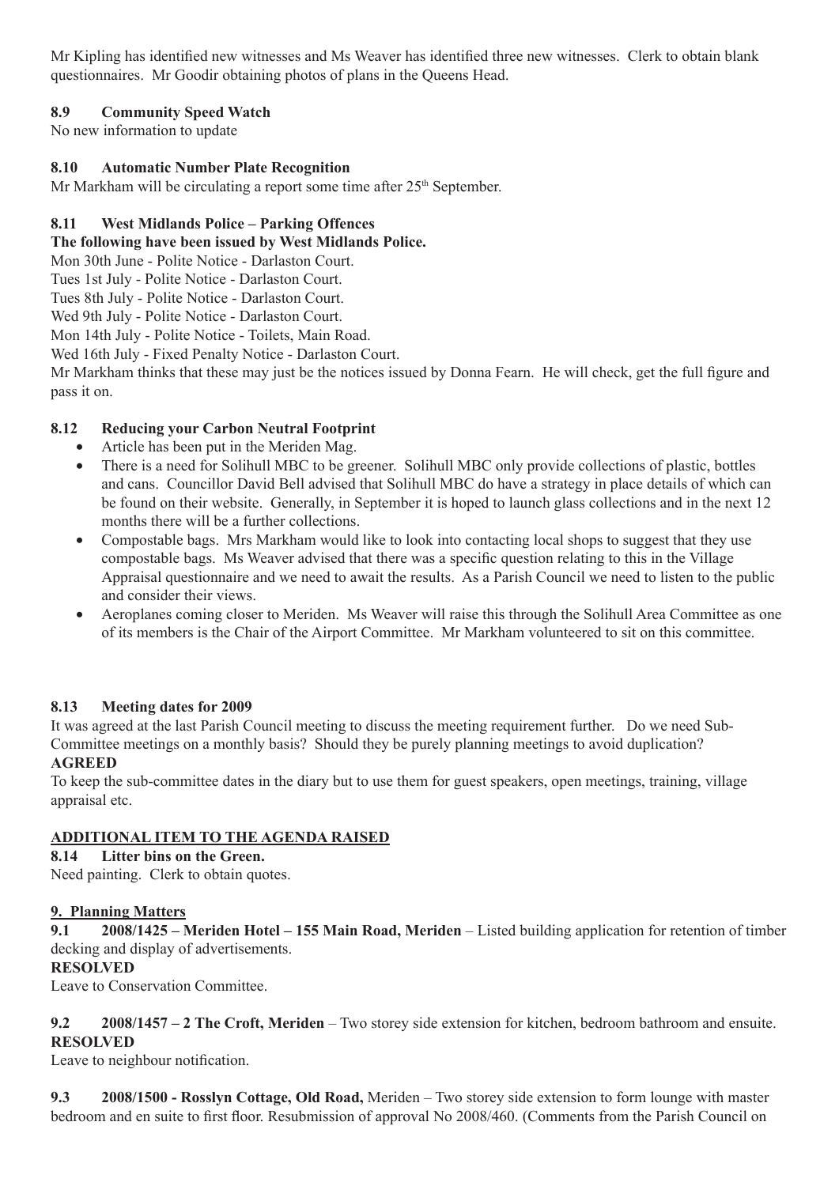Mr Kipling has identified new witnesses and Ms Weaver has identified three new witnesses. Clerk to obtain blank questionnaires. Mr Goodir obtaining photos of plans in the Queens Head.

### 8.9 Community Speed Watch

No new information to update

### 8.10 Automatic Number Plate Recognition

Mr Markham will be circulating a report some time after 25th September.

### 8.11 West Midlands Police – Parking Offences

**The following have been issued by West Midlands Police.**

Mon 30th June - Polite Notice - Darlaston Court.
Tues 1st July - Polite Notice - Darlaston Court.
Tues 8th July - Polite Notice - Darlaston Court.
Wed 9th July - Polite Notice - Darlaston Court.
Mon 14th July - Polite Notice - Toilets, Main Road.
Wed 16th July - Fixed Penalty Notice - Darlaston Court.

Mr Markham thinks that these may just be the notices issued by Donna Fearn. He will check, get the full figure and pass it on.

### 8.12 Reducing your Carbon Neutral Footprint

- Article has been put in the Meriden Mag.
- There is a need for Solihull MBC to be greener. Solihull MBC only provide collections of plastic, bottles and cans. Councillor David Bell advised that Solihull MBC do have a strategy in place details of which can be found on their website. Generally, in September it is hoped to launch glass collections and in the next 12 months there will be a further collections.
- Compostable bags. Mrs Markham would like to look into contacting local shops to suggest that they use compostable bags. Ms Weaver advised that there was a specific question relating to this in the Village Appraisal questionnaire and we need to await the results. As a Parish Council we need to listen to the public and consider their views.
- Aeroplanes coming closer to Meriden. Ms Weaver will raise this through the Solihull Area Committee as one of its members is the Chair of the Airport Committee. Mr Markham volunteered to sit on this committee.

### 8.13 Meeting dates for 2009

It was agreed at the last Parish Council meeting to discuss the meeting requirement further. Do we need Sub-Committee meetings on a monthly basis? Should they be purely planning meetings to avoid duplication?

**AGREED**

To keep the sub-committee dates in the diary but to use them for guest speakers, open meetings, training, village appraisal etc.

**ADDITIONAL ITEM TO THE AGENDA RAISED**

### 8.14 Litter bins on the Green.

Need painting. Clerk to obtain quotes.

## 9. Planning Matters

**9.1 2008/1425 – Meriden Hotel – 155 Main Road, Meriden** – Listed building application for retention of timber decking and display of advertisements.

**RESOLVED**

Leave to Conservation Committee.

**9.2 2008/1457 – 2 The Croft, Meriden** – Two storey side extension for kitchen, bedroom bathroom and ensuite.

**RESOLVED**

Leave to neighbour notification.

**9.3 2008/1500 - Rosslyn Cottage, Old Road,** Meriden – Two storey side extension to form lounge with master bedroom and en suite to first floor. Resubmission of approval No 2008/460. (Comments from the Parish Council on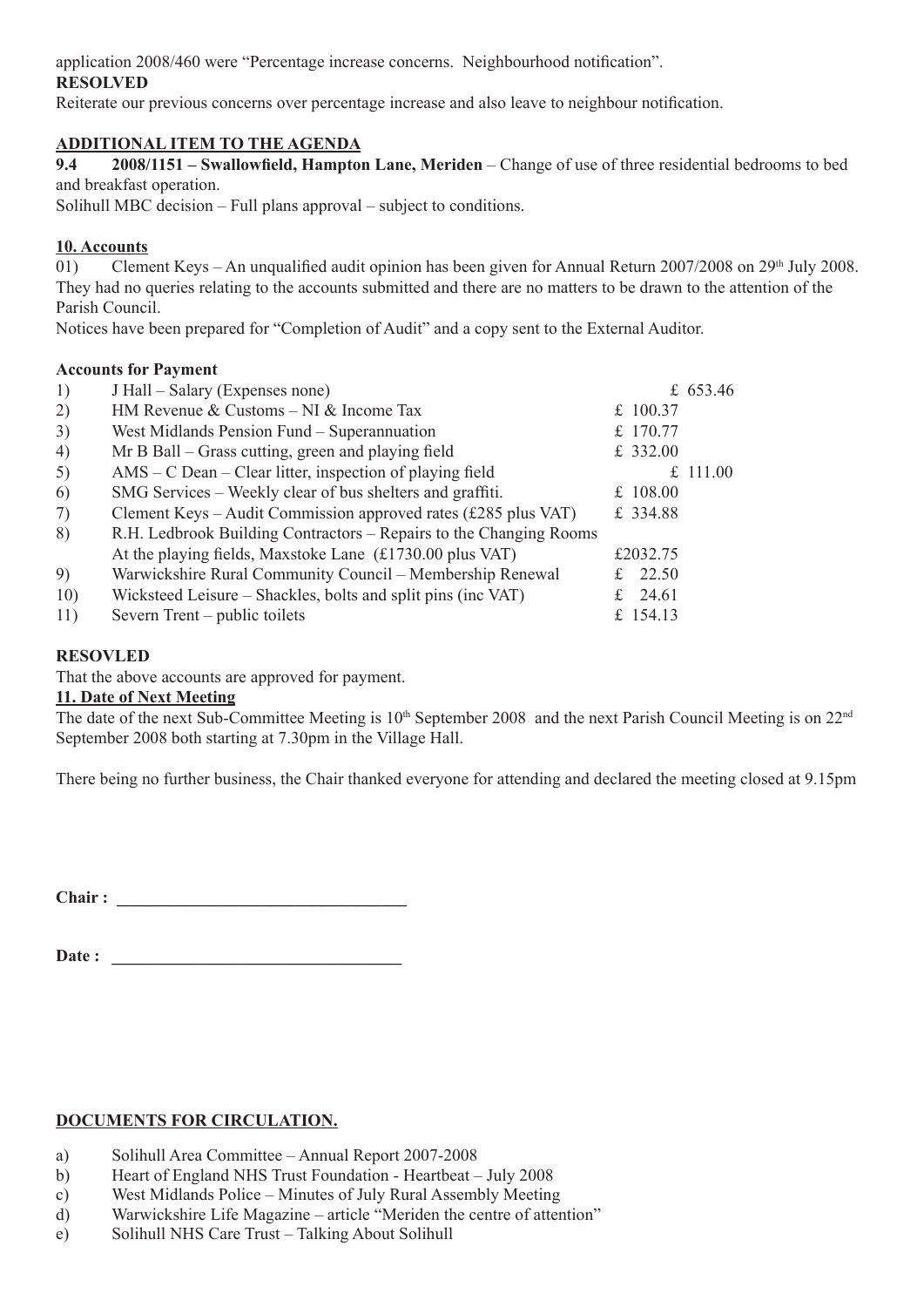application 2008/460 were "Percentage increase concerns. Neighbourhood notification".

**RESOLVED**

Reiterate our previous concerns over percentage increase and also leave to neighbour notification.

**ADDITIONAL ITEM TO THE AGENDA**

**9.4 2008/1151 – Swallowfield, Hampton Lane, Meriden** – Change of use of three residential bedrooms to bed and breakfast operation.

Solihull MBC decision – Full plans approval – subject to conditions.

**10. Accounts**

01) Clement Keys – An unqualified audit opinion has been given for Annual Return 2007/2008 on 29th July 2008. They had no queries relating to the accounts submitted and there are no matters to be drawn to the attention of the Parish Council.

Notices have been prepared for "Completion of Audit" and a copy sent to the External Auditor.

**Accounts for Payment**

| | | | |
|---|---|---|---|
| 1) | J Hall – Salary (Expenses none) | | £ 653.46 |
| 2) | HM Revenue & Customs – NI & Income Tax | £ 100.37 | |
| 3) | West Midlands Pension Fund – Superannuation | £ 170.77 | |
| 4) | Mr B Ball – Grass cutting, green and playing field | £ 332.00 | |
| 5) | AMS – C Dean – Clear litter, inspection of playing field | | £ 111.00 |
| 6) | SMG Services – Weekly clear of bus shelters and graffiti. | £ 108.00 | |
| 7) | Clement Keys – Audit Commission approved rates (£285 plus VAT) | £ 334.88 | |
| 8) | R.H. Ledbrook Building Contractors – Repairs to the Changing Rooms At the playing fields, Maxstoke Lane (£1730.00 plus VAT) | £2032.75 | |
| 9) | Warwickshire Rural Community Council – Membership Renewal | £ 22.50 | |
| 10) | Wicksteed Leisure – Shackles, bolts and split pins (inc VAT) | £ 24.61 | |
| 11) | Severn Trent – public toilets | £ 154.13 | |

**RESOVLED**

That the above accounts are approved for payment.

**11. Date of Next Meeting**

The date of the next Sub-Committee Meeting is 10th September 2008 and the next Parish Council Meeting is on 22nd September 2008 both starting at 7.30pm in the Village Hall.

There being no further business, the Chair thanked everyone for attending and declared the meeting closed at 9.15pm

**Chair :** ___________________________________

**Date :** ___________________________________

**DOCUMENTS FOR CIRCULATION.**

a) Solihull Area Committee – Annual Report 2007-2008
b) Heart of England NHS Trust Foundation - Heartbeat – July 2008
c) West Midlands Police – Minutes of July Rural Assembly Meeting
d) Warwickshire Life Magazine – article "Meriden the centre of attention"
e) Solihull NHS Care Trust – Talking About Solihull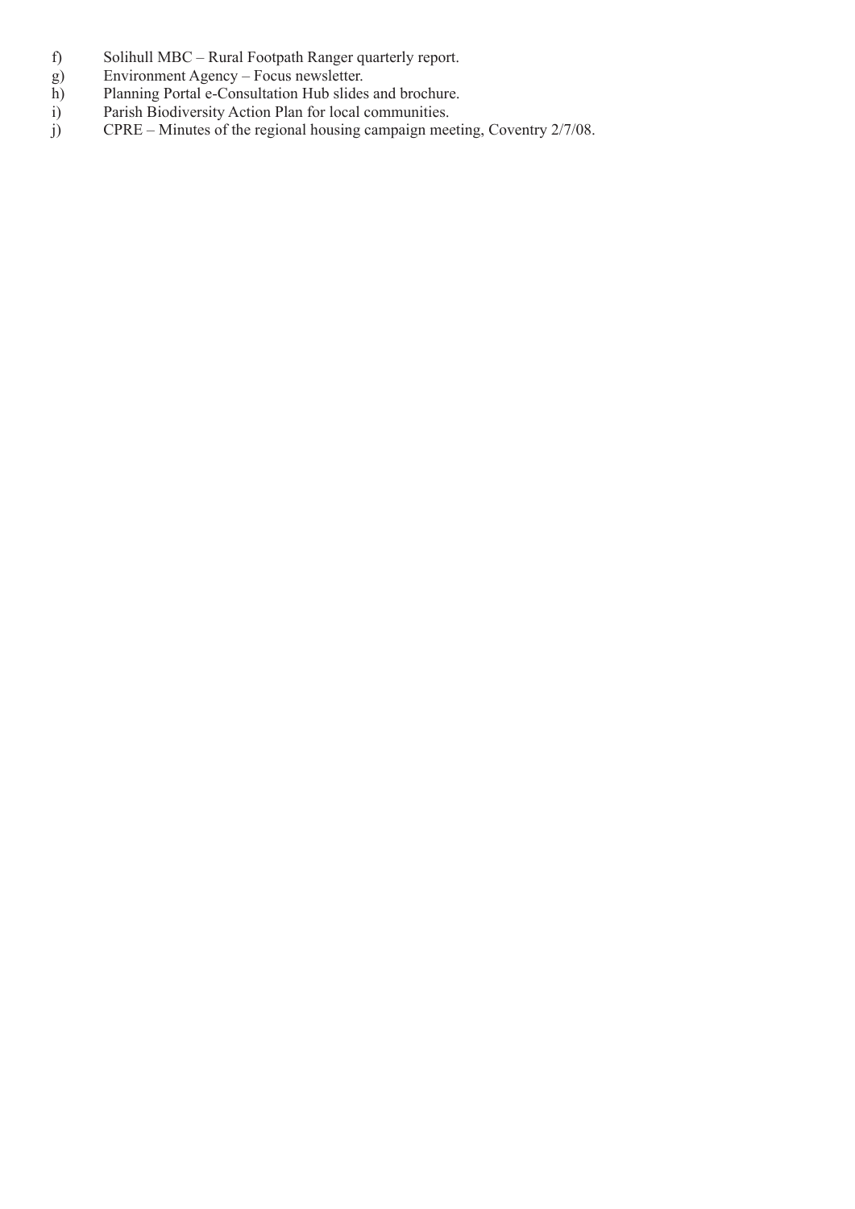f) Solihull MBC – Rural Footpath Ranger quarterly report.
g) Environment Agency – Focus newsletter.
h) Planning Portal e-Consultation Hub slides and brochure.
i) Parish Biodiversity Action Plan for local communities.
j) CPRE – Minutes of the regional housing campaign meeting, Coventry 2/7/08.